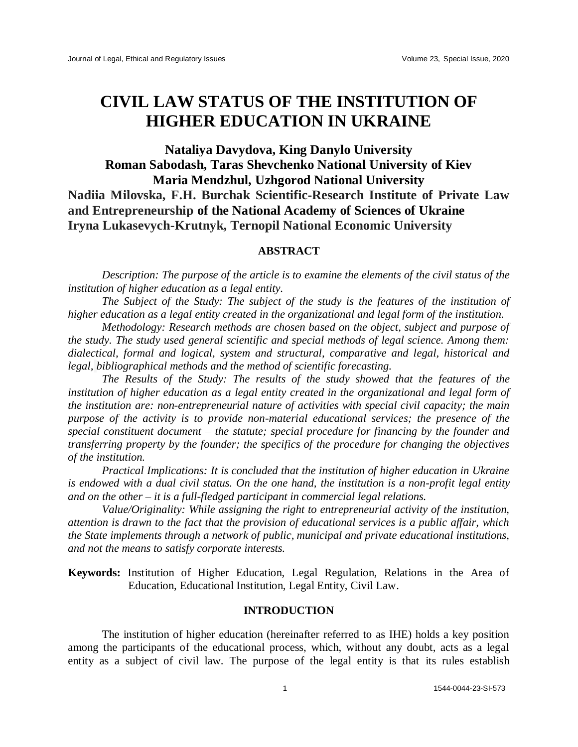# CIVIL LAW STATUS OF THE INSTITUTION OF HIGHER EDUCATION IN UKRAINE

**Nataliya Davydova, King Danylo University**
**Roman Sabodash, Taras Shevchenko National University of Kiev**
**Maria Mendzhul, Uzhgorod National University**
**Nadiia Milovska, F.H. Burchak Scientific-Research Institute of Private Law and Entrepreneurship of the National Academy of Sciences of Ukraine**
**Iryna Lukasevych-Krutnyk, Ternopil National Economic University**

## ABSTRACT

*Description: The purpose of the article is to examine the elements of the civil status of the institution of higher education as a legal entity.*

*The Subject of the Study: The subject of the study is the features of the institution of higher education as a legal entity created in the organizational and legal form of the institution.*

*Methodology: Research methods are chosen based on the object, subject and purpose of the study. The study used general scientific and special methods of legal science. Among them: dialectical, formal and logical, system and structural, comparative and legal, historical and legal, bibliographical methods and the method of scientific forecasting.*

*The Results of the Study: The results of the study showed that the features of the institution of higher education as a legal entity created in the organizational and legal form of the institution are: non-entrepreneurial nature of activities with special civil capacity; the main purpose of the activity is to provide non-material educational services; the presence of the special constituent document – the statute; special procedure for financing by the founder and transferring property by the founder; the specifics of the procedure for changing the objectives of the institution.*

*Practical Implications: It is concluded that the institution of higher education in Ukraine is endowed with a dual civil status. On the one hand, the institution is a non-profit legal entity and on the other – it is a full-fledged participant in commercial legal relations.*

*Value/Originality: While assigning the right to entrepreneurial activity of the institution, attention is drawn to the fact that the provision of educational services is a public affair, which the State implements through a network of public, municipal and private educational institutions, and not the means to satisfy corporate interests.*

**Keywords:** Institution of Higher Education, Legal Regulation, Relations in the Area of Education, Educational Institution, Legal Entity, Civil Law.

## INTRODUCTION

The institution of higher education (hereinafter referred to as IHE) holds a key position among the participants of the educational process, which, without any doubt, acts as a legal entity as a subject of civil law. The purpose of the legal entity is that its rules establish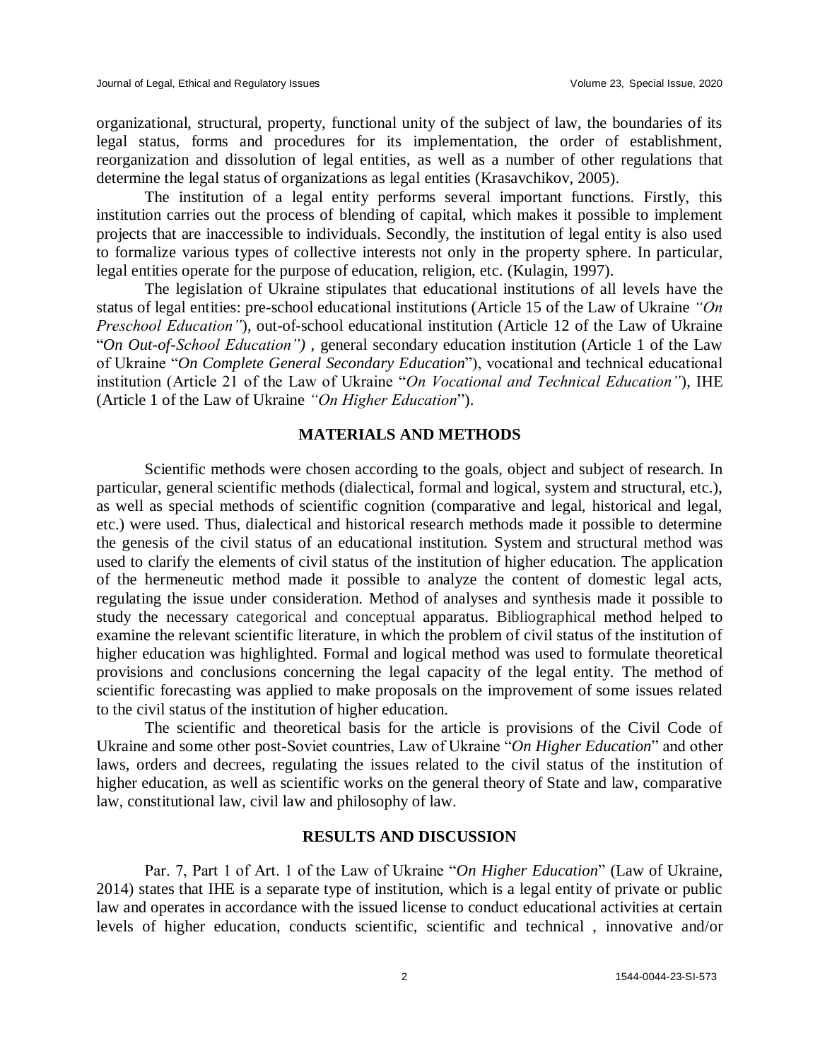organizational, structural, property, functional unity of the subject of law, the boundaries of its legal status, forms and procedures for its implementation, the order of establishment, reorganization and dissolution of legal entities, as well as a number of other regulations that determine the legal status of organizations as legal entities (Krasavchikov, 2005).

The institution of a legal entity performs several important functions. Firstly, this institution carries out the process of blending of capital, which makes it possible to implement projects that are inaccessible to individuals. Secondly, the institution of legal entity is also used to formalize various types of collective interests not only in the property sphere. In particular, legal entities operate for the purpose of education, religion, etc. (Kulagin, 1997).

The legislation of Ukraine stipulates that educational institutions of all levels have the status of legal entities: pre-school educational institutions (Article 15 of the Law of Ukraine *"On Preschool Education"*), out-of-school educational institution (Article 12 of the Law of Ukraine "*On Out-of-School Education")* , general secondary education institution (Article 1 of the Law of Ukraine "*On Complete General Secondary Education*"), vocational and technical educational institution (Article 21 of the Law of Ukraine "*On Vocational and Technical Education"*), IHE (Article 1 of the Law of Ukraine *"On Higher Education*").

## MATERIALS AND METHODS

Scientific methods were chosen according to the goals, object and subject of research. In particular, general scientific methods (dialectical, formal and logical, system and structural, etc.), as well as special methods of scientific cognition (comparative and legal, historical and legal, etc.) were used. Thus, dialectical and historical research methods made it possible to determine the genesis of the civil status of an educational institution. System and structural method was used to clarify the elements of civil status of the institution of higher education. The application of the hermeneutic method made it possible to analyze the content of domestic legal acts, regulating the issue under consideration. Method of analyses and synthesis made it possible to study the necessary categorical and conceptual apparatus. Bibliographical method helped to examine the relevant scientific literature, in which the problem of civil status of the institution of higher education was highlighted. Formal and logical method was used to formulate theoretical provisions and conclusions concerning the legal capacity of the legal entity. The method of scientific forecasting was applied to make proposals on the improvement of some issues related to the civil status of the institution of higher education.

The scientific and theoretical basis for the article is provisions of the Civil Code of Ukraine and some other post-Soviet countries, Law of Ukraine "*On Higher Education*" and other laws, orders and decrees, regulating the issues related to the civil status of the institution of higher education, as well as scientific works on the general theory of State and law, comparative law, constitutional law, civil law and philosophy of law.

## RESULTS AND DISCUSSION

Par. 7, Part 1 of Art. 1 of the Law of Ukraine "*On Higher Education*" (Law of Ukraine, 2014) states that IHE is a separate type of institution, which is a legal entity of private or public law and operates in accordance with the issued license to conduct educational activities at certain levels of higher education, conducts scientific, scientific and technical , innovative and/or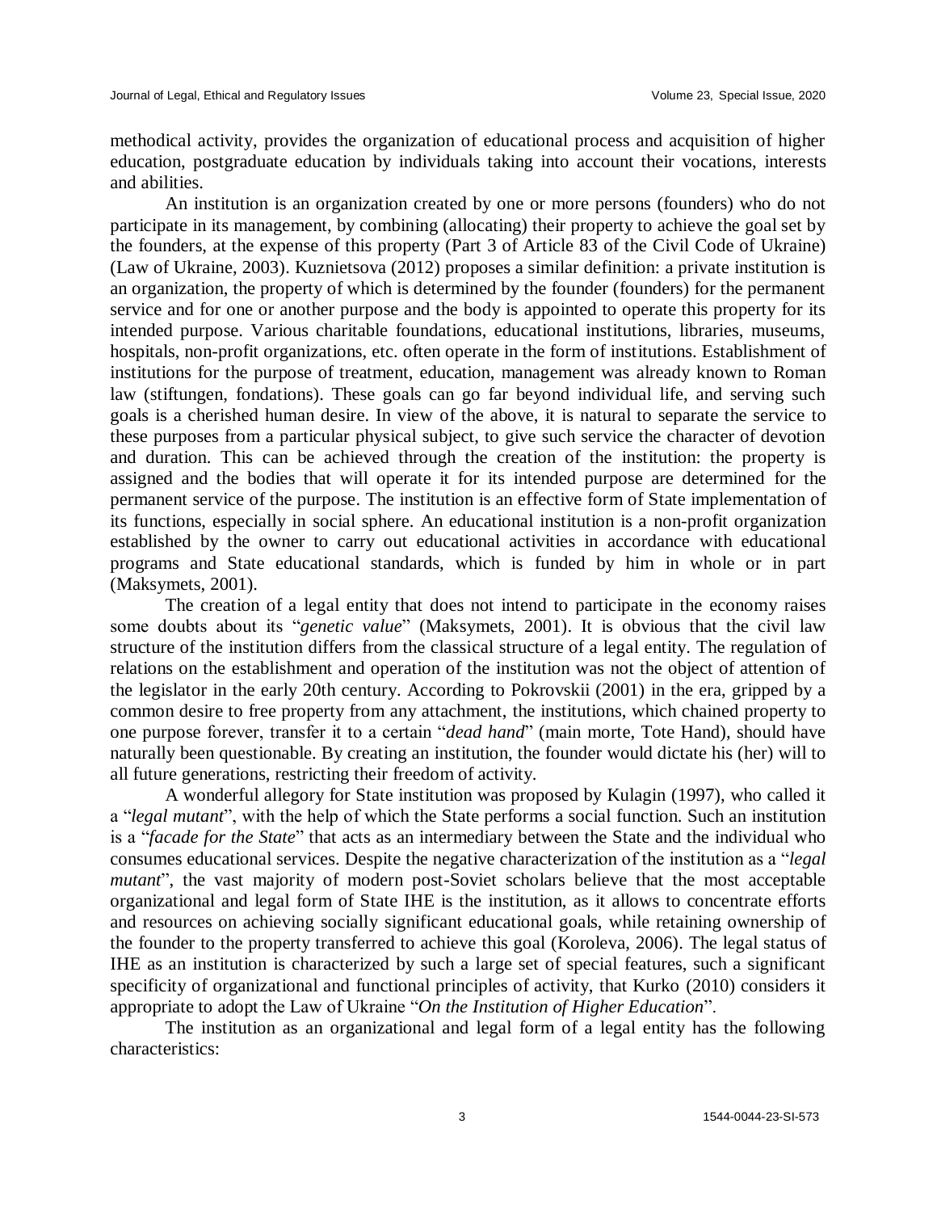methodical activity, provides the organization of educational process and acquisition of higher education, postgraduate education by individuals taking into account their vocations, interests and abilities.

An institution is an organization created by one or more persons (founders) who do not participate in its management, by combining (allocating) their property to achieve the goal set by the founders, at the expense of this property (Part 3 of Article 83 of the Civil Code of Ukraine) (Law of Ukraine, 2003). Kuznietsova (2012) proposes a similar definition: a private institution is an organization, the property of which is determined by the founder (founders) for the permanent service and for one or another purpose and the body is appointed to operate this property for its intended purpose. Various charitable foundations, educational institutions, libraries, museums, hospitals, non-profit organizations, etc. often operate in the form of institutions. Establishment of institutions for the purpose of treatment, education, management was already known to Roman law (stiftungen, fondations). These goals can go far beyond individual life, and serving such goals is a cherished human desire. In view of the above, it is natural to separate the service to these purposes from a particular physical subject, to give such service the character of devotion and duration. This can be achieved through the creation of the institution: the property is assigned and the bodies that will operate it for its intended purpose are determined for the permanent service of the purpose. The institution is an effective form of State implementation of its functions, especially in social sphere. An educational institution is a non-profit organization established by the owner to carry out educational activities in accordance with educational programs and State educational standards, which is funded by him in whole or in part (Maksymets, 2001).

The creation of a legal entity that does not intend to participate in the economy raises some doubts about its "*genetic value*" (Maksymets, 2001). It is obvious that the civil law structure of the institution differs from the classical structure of a legal entity. The regulation of relations on the establishment and operation of the institution was not the object of attention of the legislator in the early 20th century. According to Pokrovskii (2001) in the era, gripped by a common desire to free property from any attachment, the institutions, which chained property to one purpose forever, transfer it to a certain "*dead hand*" (main morte, Tote Hand), should have naturally been questionable. By creating an institution, the founder would dictate his (her) will to all future generations, restricting their freedom of activity.

A wonderful allegory for State institution was proposed by Kulagin (1997), who called it a "*legal mutant*", with the help of which the State performs a social function. Such an institution is a "*facade for the State*" that acts as an intermediary between the State and the individual who consumes educational services. Despite the negative characterization of the institution as a "*legal mutant*", the vast majority of modern post-Soviet scholars believe that the most acceptable organizational and legal form of State IHE is the institution, as it allows to concentrate efforts and resources on achieving socially significant educational goals, while retaining ownership of the founder to the property transferred to achieve this goal (Koroleva, 2006). The legal status of IHE as an institution is characterized by such a large set of special features, such a significant specificity of organizational and functional principles of activity, that Kurko (2010) considers it appropriate to adopt the Law of Ukraine "*On the Institution of Higher Education*".

The institution as an organizational and legal form of a legal entity has the following characteristics: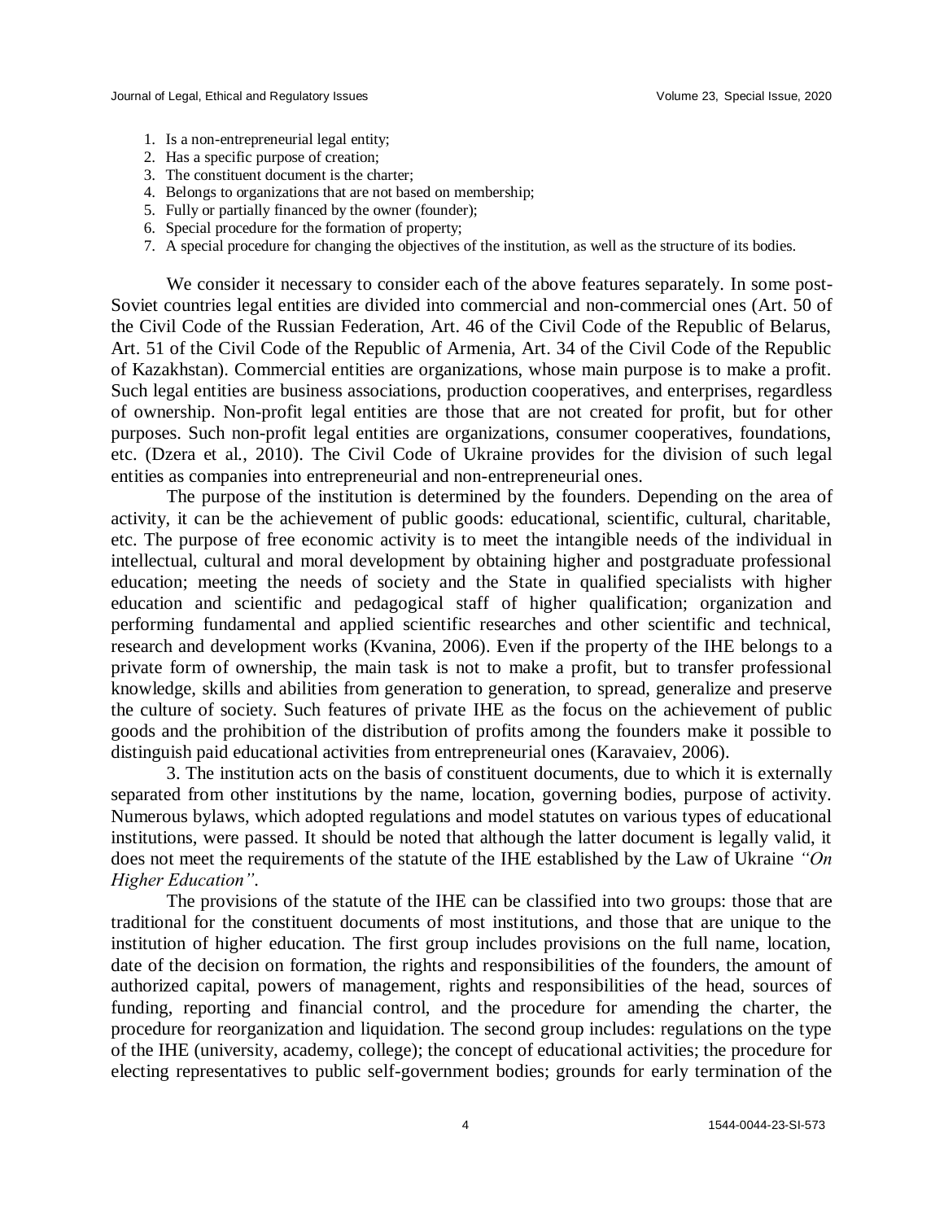1. Is a non-entrepreneurial legal entity;
2. Has a specific purpose of creation;
3. The constituent document is the charter;
4. Belongs to organizations that are not based on membership;
5. Fully or partially financed by the owner (founder);
6. Special procedure for the formation of property;
7. A special procedure for changing the objectives of the institution, as well as the structure of its bodies.

We consider it necessary to consider each of the above features separately. In some post-Soviet countries legal entities are divided into commercial and non-commercial ones (Art. 50 of the Civil Code of the Russian Federation, Art. 46 of the Civil Code of the Republic of Belarus, Art. 51 of the Civil Code of the Republic of Armenia, Art. 34 of the Civil Code of the Republic of Kazakhstan). Commercial entities are organizations, whose main purpose is to make a profit. Such legal entities are business associations, production cooperatives, and enterprises, regardless of ownership. Non-profit legal entities are those that are not created for profit, but for other purposes. Such non-profit legal entities are organizations, consumer cooperatives, foundations, etc. (Dzera et al., 2010). The Civil Code of Ukraine provides for the division of such legal entities as companies into entrepreneurial and non-entrepreneurial ones.

The purpose of the institution is determined by the founders. Depending on the area of activity, it can be the achievement of public goods: educational, scientific, cultural, charitable, etc. The purpose of free economic activity is to meet the intangible needs of the individual in intellectual, cultural and moral development by obtaining higher and postgraduate professional education; meeting the needs of society and the State in qualified specialists with higher education and scientific and pedagogical staff of higher qualification; organization and performing fundamental and applied scientific researches and other scientific and technical, research and development works (Kvanina, 2006). Even if the property of the IHE belongs to a private form of ownership, the main task is not to make a profit, but to transfer professional knowledge, skills and abilities from generation to generation, to spread, generalize and preserve the culture of society. Such features of private IHE as the focus on the achievement of public goods and the prohibition of the distribution of profits among the founders make it possible to distinguish paid educational activities from entrepreneurial ones (Karavaiev, 2006).

3. The institution acts on the basis of constituent documents, due to which it is externally separated from other institutions by the name, location, governing bodies, purpose of activity. Numerous bylaws, which adopted regulations and model statutes on various types of educational institutions, were passed. It should be noted that although the latter document is legally valid, it does not meet the requirements of the statute of the IHE established by the Law of Ukraine *"On Higher Education"*.

The provisions of the statute of the IHE can be classified into two groups: those that are traditional for the constituent documents of most institutions, and those that are unique to the institution of higher education. The first group includes provisions on the full name, location, date of the decision on formation, the rights and responsibilities of the founders, the amount of authorized capital, powers of management, rights and responsibilities of the head, sources of funding, reporting and financial control, and the procedure for amending the charter, the procedure for reorganization and liquidation. The second group includes: regulations on the type of the IHE (university, academy, college); the concept of educational activities; the procedure for electing representatives to public self-government bodies; grounds for early termination of the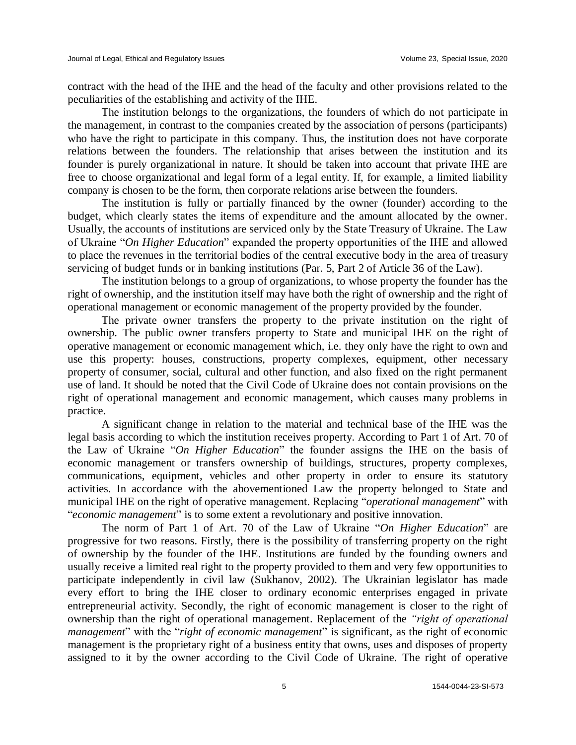contract with the head of the IHE and the head of the faculty and other provisions related to the peculiarities of the establishing and activity of the IHE.

The institution belongs to the organizations, the founders of which do not participate in the management, in contrast to the companies created by the association of persons (participants) who have the right to participate in this company. Thus, the institution does not have corporate relations between the founders. The relationship that arises between the institution and its founder is purely organizational in nature. It should be taken into account that private IHE are free to choose organizational and legal form of a legal entity. If, for example, a limited liability company is chosen to be the form, then corporate relations arise between the founders.

The institution is fully or partially financed by the owner (founder) according to the budget, which clearly states the items of expenditure and the amount allocated by the owner. Usually, the accounts of institutions are serviced only by the State Treasury of Ukraine. The Law of Ukraine "*On Higher Education*" expanded the property opportunities of the IHE and allowed to place the revenues in the territorial bodies of the central executive body in the area of treasury servicing of budget funds or in banking institutions (Par. 5, Part 2 of Article 36 of the Law).

The institution belongs to a group of organizations, to whose property the founder has the right of ownership, and the institution itself may have both the right of ownership and the right of operational management or economic management of the property provided by the founder.

The private owner transfers the property to the private institution on the right of ownership. The public owner transfers property to State and municipal IHE on the right of operative management or economic management which, i.e. they only have the right to own and use this property: houses, constructions, property complexes, equipment, other necessary property of consumer, social, cultural and other function, and also fixed on the right permanent use of land. It should be noted that the Civil Code of Ukraine does not contain provisions on the right of operational management and economic management, which causes many problems in practice.

A significant change in relation to the material and technical base of the IHE was the legal basis according to which the institution receives property. According to Part 1 of Art. 70 of the Law of Ukraine "*On Higher Education*" the founder assigns the IHE on the basis of economic management or transfers ownership of buildings, structures, property complexes, communications, equipment, vehicles and other property in order to ensure its statutory activities. In accordance with the abovementioned Law the property belonged to State and municipal IHE on the right of operative management. Replacing "*operational management*" with "*economic management*" is to some extent a revolutionary and positive innovation.

The norm of Part 1 of Art. 70 of the Law of Ukraine "*On Higher Education*" are progressive for two reasons. Firstly, there is the possibility of transferring property on the right of ownership by the founder of the IHE. Institutions are funded by the founding owners and usually receive a limited real right to the property provided to them and very few opportunities to participate independently in civil law (Sukhanov, 2002). The Ukrainian legislator has made every effort to bring the IHE closer to ordinary economic enterprises engaged in private entrepreneurial activity. Secondly, the right of economic management is closer to the right of ownership than the right of operational management. Replacement of the *"right of operational management*" with the "*right of economic management*" is significant, as the right of economic management is the proprietary right of a business entity that owns, uses and disposes of property assigned to it by the owner according to the Civil Code of Ukraine. The right of operative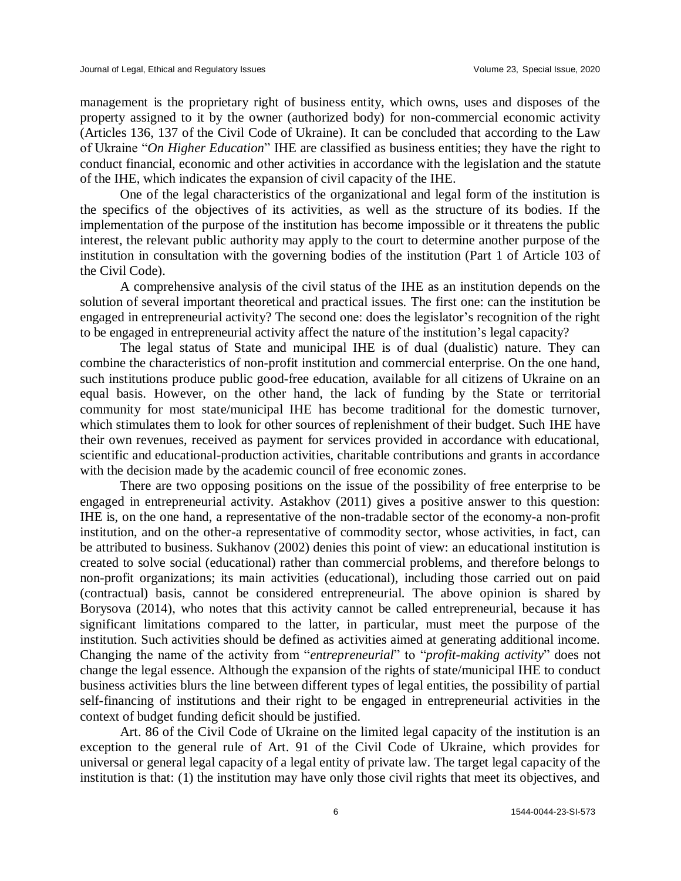management is the proprietary right of business entity, which owns, uses and disposes of the property assigned to it by the owner (authorized body) for non-commercial economic activity (Articles 136, 137 of the Civil Code of Ukraine). It can be concluded that according to the Law of Ukraine "*On Higher Education*" IHE are classified as business entities; they have the right to conduct financial, economic and other activities in accordance with the legislation and the statute of the IHE, which indicates the expansion of civil capacity of the IHE.

One of the legal characteristics of the organizational and legal form of the institution is the specifics of the objectives of its activities, as well as the structure of its bodies. If the implementation of the purpose of the institution has become impossible or it threatens the public interest, the relevant public authority may apply to the court to determine another purpose of the institution in consultation with the governing bodies of the institution (Part 1 of Article 103 of the Civil Code).

A comprehensive analysis of the civil status of the IHE as an institution depends on the solution of several important theoretical and practical issues. The first one: can the institution be engaged in entrepreneurial activity? The second one: does the legislator's recognition of the right to be engaged in entrepreneurial activity affect the nature of the institution's legal capacity?

The legal status of State and municipal IHE is of dual (dualistic) nature. They can combine the characteristics of non-profit institution and commercial enterprise. On the one hand, such institutions produce public good-free education, available for all citizens of Ukraine on an equal basis. However, on the other hand, the lack of funding by the State or territorial community for most state/municipal IHE has become traditional for the domestic turnover, which stimulates them to look for other sources of replenishment of their budget. Such IHE have their own revenues, received as payment for services provided in accordance with educational, scientific and educational-production activities, charitable contributions and grants in accordance with the decision made by the academic council of free economic zones.

There are two opposing positions on the issue of the possibility of free enterprise to be engaged in entrepreneurial activity. Astakhov (2011) gives a positive answer to this question: IHE is, on the one hand, a representative of the non-tradable sector of the economy-a non-profit institution, and on the other-a representative of commodity sector, whose activities, in fact, can be attributed to business. Sukhanov (2002) denies this point of view: an educational institution is created to solve social (educational) rather than commercial problems, and therefore belongs to non-profit organizations; its main activities (educational), including those carried out on paid (contractual) basis, cannot be considered entrepreneurial. The above opinion is shared by Borysova (2014), who notes that this activity cannot be called entrepreneurial, because it has significant limitations compared to the latter, in particular, must meet the purpose of the institution. Such activities should be defined as activities aimed at generating additional income. Changing the name of the activity from "*entrepreneurial*" to "*profit-making activity*" does not change the legal essence. Although the expansion of the rights of state/municipal IHE to conduct business activities blurs the line between different types of legal entities, the possibility of partial self-financing of institutions and their right to be engaged in entrepreneurial activities in the context of budget funding deficit should be justified.

Art. 86 of the Civil Code of Ukraine on the limited legal capacity of the institution is an exception to the general rule of Art. 91 of the Civil Code of Ukraine, which provides for universal or general legal capacity of a legal entity of private law. The target legal capacity of the institution is that: (1) the institution may have only those civil rights that meet its objectives, and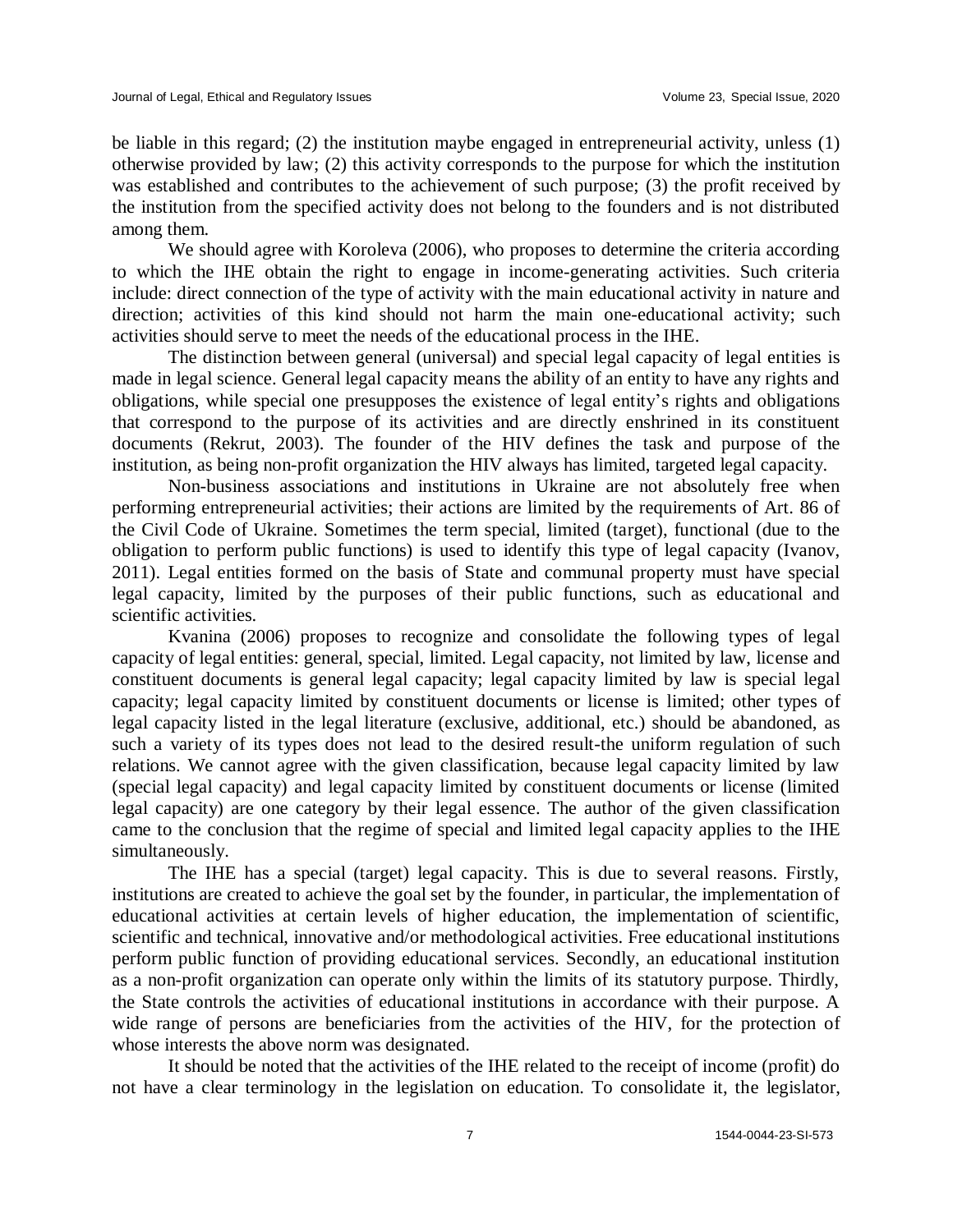be liable in this regard; (2) the institution maybe engaged in entrepreneurial activity, unless (1) otherwise provided by law; (2) this activity corresponds to the purpose for which the institution was established and contributes to the achievement of such purpose; (3) the profit received by the institution from the specified activity does not belong to the founders and is not distributed among them.

We should agree with Koroleva (2006), who proposes to determine the criteria according to which the IHE obtain the right to engage in income-generating activities. Such criteria include: direct connection of the type of activity with the main educational activity in nature and direction; activities of this kind should not harm the main one-educational activity; such activities should serve to meet the needs of the educational process in the IHE.

The distinction between general (universal) and special legal capacity of legal entities is made in legal science. General legal capacity means the ability of an entity to have any rights and obligations, while special one presupposes the existence of legal entity's rights and obligations that correspond to the purpose of its activities and are directly enshrined in its constituent documents (Rekrut, 2003). The founder of the HIV defines the task and purpose of the institution, as being non-profit organization the HIV always has limited, targeted legal capacity.

Non-business associations and institutions in Ukraine are not absolutely free when performing entrepreneurial activities; their actions are limited by the requirements of Art. 86 of the Civil Code of Ukraine. Sometimes the term special, limited (target), functional (due to the obligation to perform public functions) is used to identify this type of legal capacity (Ivanov, 2011). Legal entities formed on the basis of State and communal property must have special legal capacity, limited by the purposes of their public functions, such as educational and scientific activities.

Kvanina (2006) proposes to recognize and consolidate the following types of legal capacity of legal entities: general, special, limited. Legal capacity, not limited by law, license and constituent documents is general legal capacity; legal capacity limited by law is special legal capacity; legal capacity limited by constituent documents or license is limited; other types of legal capacity listed in the legal literature (exclusive, additional, etc.) should be abandoned, as such a variety of its types does not lead to the desired result-the uniform regulation of such relations. We cannot agree with the given classification, because legal capacity limited by law (special legal capacity) and legal capacity limited by constituent documents or license (limited legal capacity) are one category by their legal essence. The author of the given classification came to the conclusion that the regime of special and limited legal capacity applies to the IHE simultaneously.

The IHE has a special (target) legal capacity. This is due to several reasons. Firstly, institutions are created to achieve the goal set by the founder, in particular, the implementation of educational activities at certain levels of higher education, the implementation of scientific, scientific and technical, innovative and/or methodological activities. Free educational institutions perform public function of providing educational services. Secondly, an educational institution as a non-profit organization can operate only within the limits of its statutory purpose. Thirdly, the State controls the activities of educational institutions in accordance with their purpose. A wide range of persons are beneficiaries from the activities of the HIV, for the protection of whose interests the above norm was designated.

It should be noted that the activities of the IHE related to the receipt of income (profit) do not have a clear terminology in the legislation on education. To consolidate it, the legislator,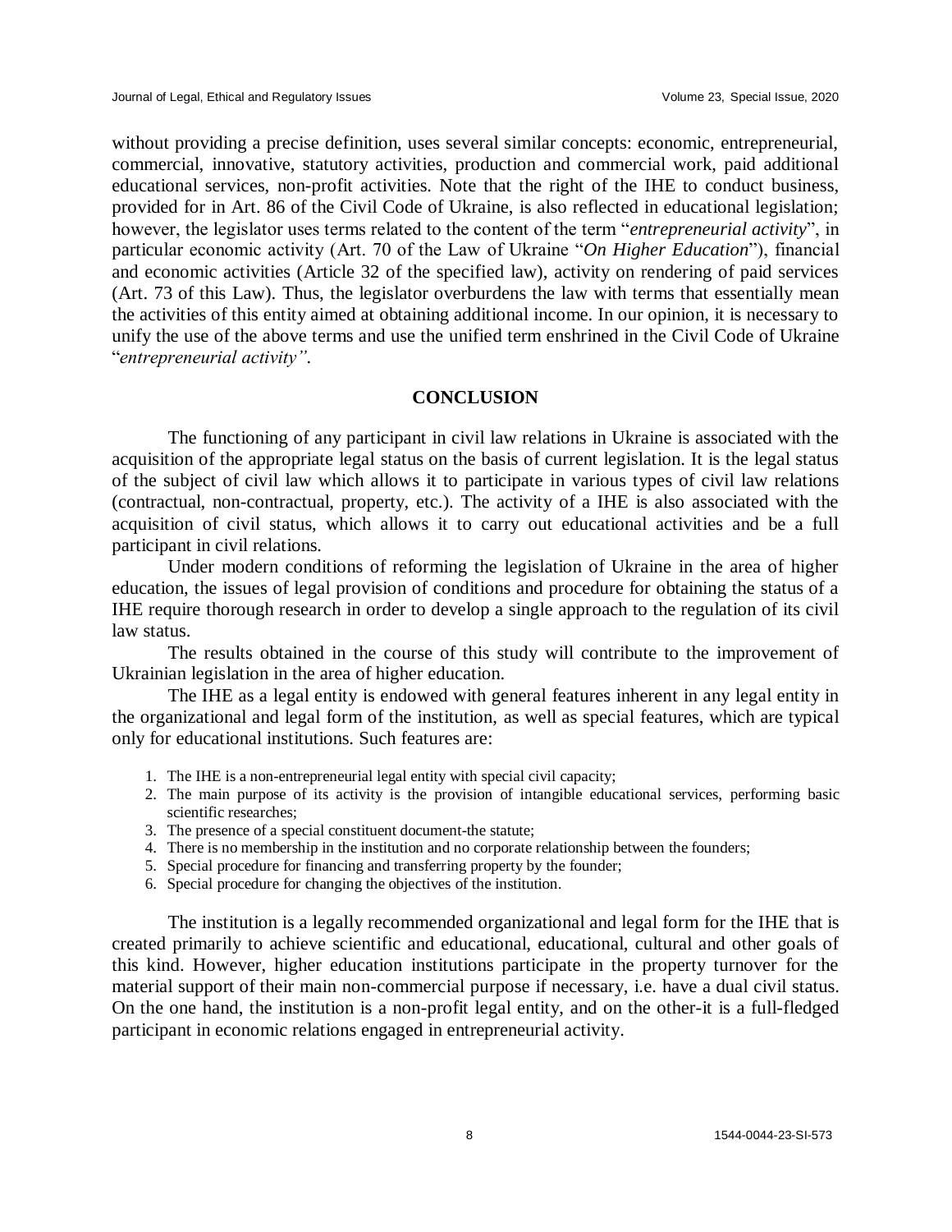without providing a precise definition, uses several similar concepts: economic, entrepreneurial, commercial, innovative, statutory activities, production and commercial work, paid additional educational services, non-profit activities. Note that the right of the IHE to conduct business, provided for in Art. 86 of the Civil Code of Ukraine, is also reflected in educational legislation; however, the legislator uses terms related to the content of the term "*entrepreneurial activity*", in particular economic activity (Art. 70 of the Law of Ukraine "*On Higher Education*"), financial and economic activities (Article 32 of the specified law), activity on rendering of paid services (Art. 73 of this Law). Thus, the legislator overburdens the law with terms that essentially mean the activities of this entity aimed at obtaining additional income. In our opinion, it is necessary to unify the use of the above terms and use the unified term enshrined in the Civil Code of Ukraine "*entrepreneurial activity"*.

## CONCLUSION

The functioning of any participant in civil law relations in Ukraine is associated with the acquisition of the appropriate legal status on the basis of current legislation. It is the legal status of the subject of civil law which allows it to participate in various types of civil law relations (contractual, non-contractual, property, etc.). The activity of a IHE is also associated with the acquisition of civil status, which allows it to carry out educational activities and be a full participant in civil relations.

Under modern conditions of reforming the legislation of Ukraine in the area of higher education, the issues of legal provision of conditions and procedure for obtaining the status of a IHE require thorough research in order to develop a single approach to the regulation of its civil law status.

The results obtained in the course of this study will contribute to the improvement of Ukrainian legislation in the area of higher education.

The IHE as a legal entity is endowed with general features inherent in any legal entity in the organizational and legal form of the institution, as well as special features, which are typical only for educational institutions. Such features are:

1. The IHE is a non-entrepreneurial legal entity with special civil capacity;
2. The main purpose of its activity is the provision of intangible educational services, performing basic scientific researches;
3. The presence of a special constituent document-the statute;
4. There is no membership in the institution and no corporate relationship between the founders;
5. Special procedure for financing and transferring property by the founder;
6. Special procedure for changing the objectives of the institution.

The institution is a legally recommended organizational and legal form for the IHE that is created primarily to achieve scientific and educational, educational, cultural and other goals of this kind. However, higher education institutions participate in the property turnover for the material support of their main non-commercial purpose if necessary, i.e. have a dual civil status. On the one hand, the institution is a non-profit legal entity, and on the other-it is a full-fledged participant in economic relations engaged in entrepreneurial activity.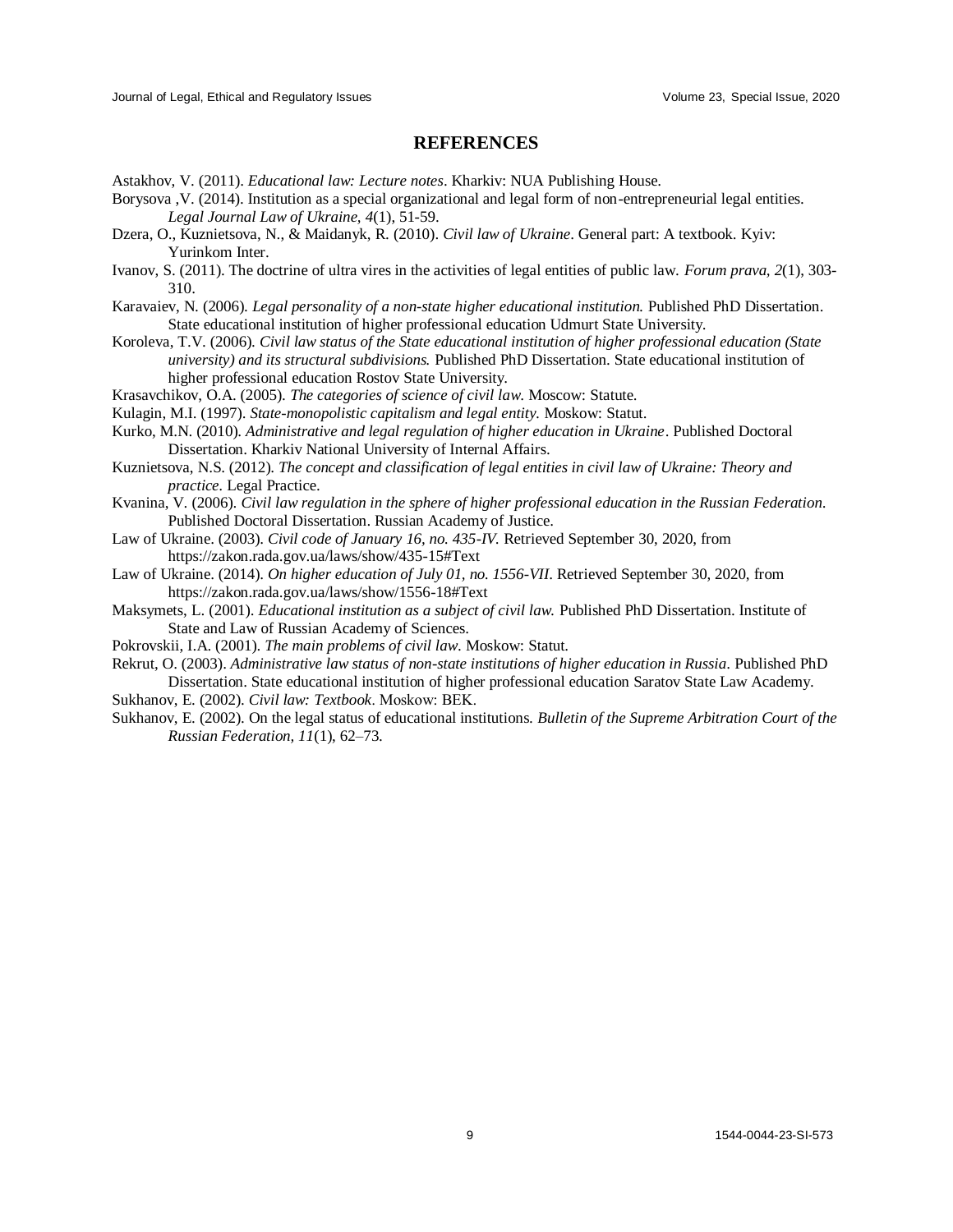## REFERENCES

Astakhov, V. (2011). *Educational law: Lecture notes*. Kharkiv: NUA Publishing House.

Borysova ,V. (2014). Institution as a special organizational and legal form of non-entrepreneurial legal entities. *Legal Journal Law of Ukraine, 4*(1), 51-59.

Dzera, O., Kuznietsova, N., & Maidanyk, R. (2010). *Civil law of Ukraine*. General part: A textbook. Kyiv: Yurinkom Inter.

Ivanov, S. (2011). The doctrine of ultra vires in the activities of legal entities of public law. *Forum prava, 2*(1), 303-310.

Karavaiev, N. (2006). *Legal personality of a non-state higher educational institution.* Published PhD Dissertation. State educational institution of higher professional education Udmurt State University.

Koroleva, T.V. (2006). *Civil law status of the State educational institution of higher professional education (State university) and its structural subdivisions.* Published PhD Dissertation. State educational institution of higher professional education Rostov State University.

Krasavchikov, O.A. (2005). *The categories of science of civil law.* Moscow: Statute.

Kulagin, M.I. (1997). *State-monopolistic capitalism and legal entity.* Moskow: Statut.

Kurko, M.N. (2010). *Administrative and legal regulation of higher education in Ukraine*. Published Doctoral Dissertation. Kharkiv National University of Internal Affairs.

Kuznietsova, N.S. (2012). *The concept and classification of legal entities in civil law of Ukraine: Theory and practice.* Legal Practice.

Kvanina, V. (2006). *Civil law regulation in the sphere of higher professional education in the Russian Federation.* Published Doctoral Dissertation. Russian Academy of Justice.

Law of Ukraine. (2003). *Civil code of January 16, no. 435-IV.* Retrieved September 30, 2020, from https://zakon.rada.gov.ua/laws/show/435-15#Text

Law of Ukraine. (2014). *On higher education of July 01, no. 1556-VII*. Retrieved September 30, 2020, from https://zakon.rada.gov.ua/laws/show/1556-18#Text

Maksymets, L. (2001). *Educational institution as a subject of civil law.* Published PhD Dissertation. Institute of State and Law of Russian Academy of Sciences.

Pokrovskii, I.A. (2001). *The main problems of civil law.* Moskow: Statut.

Rekrut, O. (2003). *Administrative law status of non-state institutions of higher education in Russia*. Published PhD Dissertation. State educational institution of higher professional education Saratov State Law Academy.

Sukhanov, E. (2002). *Civil law: Textbook*. Moskow: BEK.

Sukhanov, E. (2002). On the legal status of educational institutions. *Bulletin of the Supreme Arbitration Court of the Russian Federation, 11*(1), 62–73.